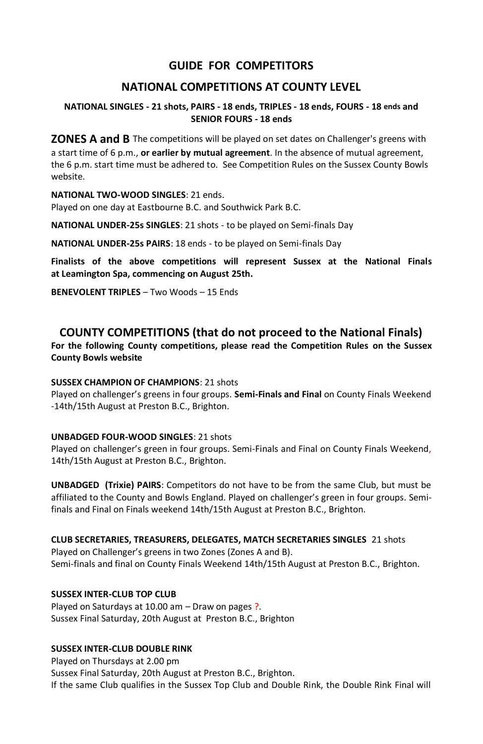## GUIDE FOR COMPETITORS

## NATIONAL COMPETITIONS AT COUNTY LEVEL

**NATIONAL SINGLES - 21 shots, PAIRS - 18 ends, TRIPLES - 18 ends, FOURS - 18 ends and SENIOR FOURS - 18 ends**

**ZONES A and B** The competitions will be played on set dates on Challenger's greens with a start time of 6 p.m., **or earlier by mutual agreement**. In the absence of mutual agreement, the 6 p.m. start time must be adhered to. See Competition Rules on the Sussex County Bowls website.

**NATIONAL TWO-WOOD SINGLES**: 21 ends.
Played on one day at Eastbourne B.C. and Southwick Park B.C.

**NATIONAL UNDER-25s SINGLES**: 21 shots - to be played on Semi-finals Day

**NATIONAL UNDER-25s PAIRS**: 18 ends - to be played on Semi-finals Day

**Finalists of the above competitions will represent Sussex at the National Finals at Leamington Spa, commencing on August 25th.**

**BENEVOLENT TRIPLES** – Two Woods – 15 Ends

## COUNTY COMPETITIONS (that do not proceed to the National Finals)

**For the following County competitions, please read the Competition Rules on the Sussex County Bowls website**

**SUSSEX CHAMPION OF CHAMPIONS**: 21 shots
Played on challenger's greens in four groups. **Semi-Finals and Final** on County Finals Weekend -14th/15th August at Preston B.C., Brighton.

**UNBADGED FOUR-WOOD SINGLES**: 21 shots
Played on challenger's green in four groups. Semi-Finals and Final on County Finals Weekend, 14th/15th August at Preston B.C., Brighton.

**UNBADGED (Trixie) PAIRS**: Competitors do not have to be from the same Club, but must be affiliated to the County and Bowls England. Played on challenger's green in four groups. Semi-finals and Final on Finals weekend 14th/15th August at Preston B.C., Brighton.

**CLUB SECRETARIES, TREASURERS, DELEGATES, MATCH SECRETARIES SINGLES** 21 shots
Played on Challenger's greens in two Zones (Zones A and B).
Semi-finals and final on County Finals Weekend 14th/15th August at Preston B.C., Brighton.

**SUSSEX INTER-CLUB TOP CLUB**
Played on Saturdays at 10.00 am – Draw on pages ?.
Sussex Final Saturday, 20th August at Preston B.C., Brighton

**SUSSEX INTER-CLUB DOUBLE RINK**
Played on Thursdays at 2.00 pm
Sussex Final Saturday, 20th August at Preston B.C., Brighton.
If the same Club qualifies in the Sussex Top Club and Double Rink, the Double Rink Final will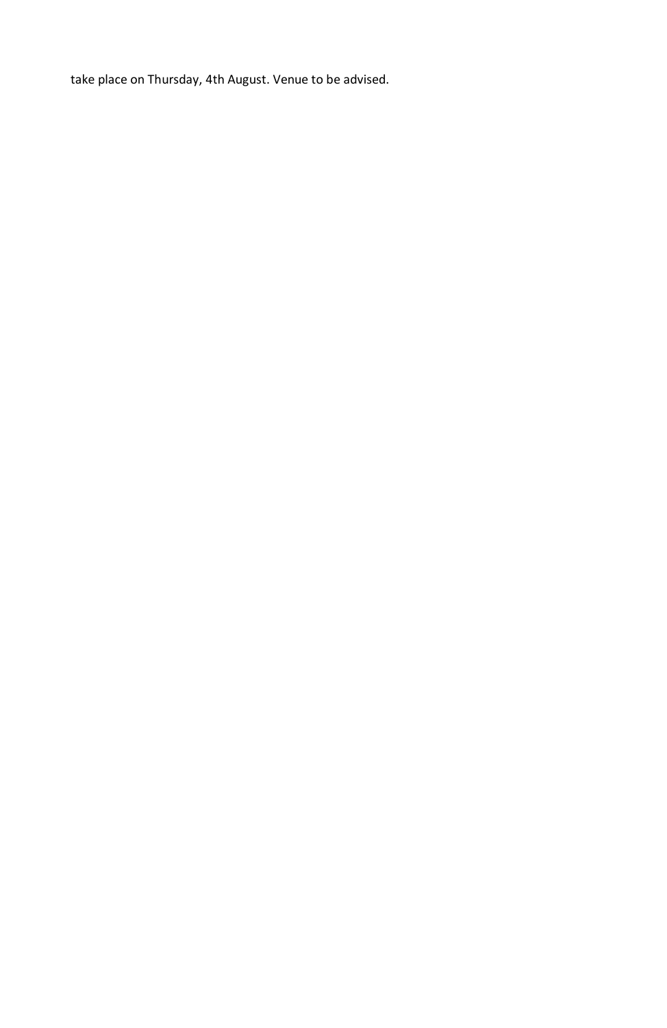take place on Thursday, 4th August. Venue to be advised.